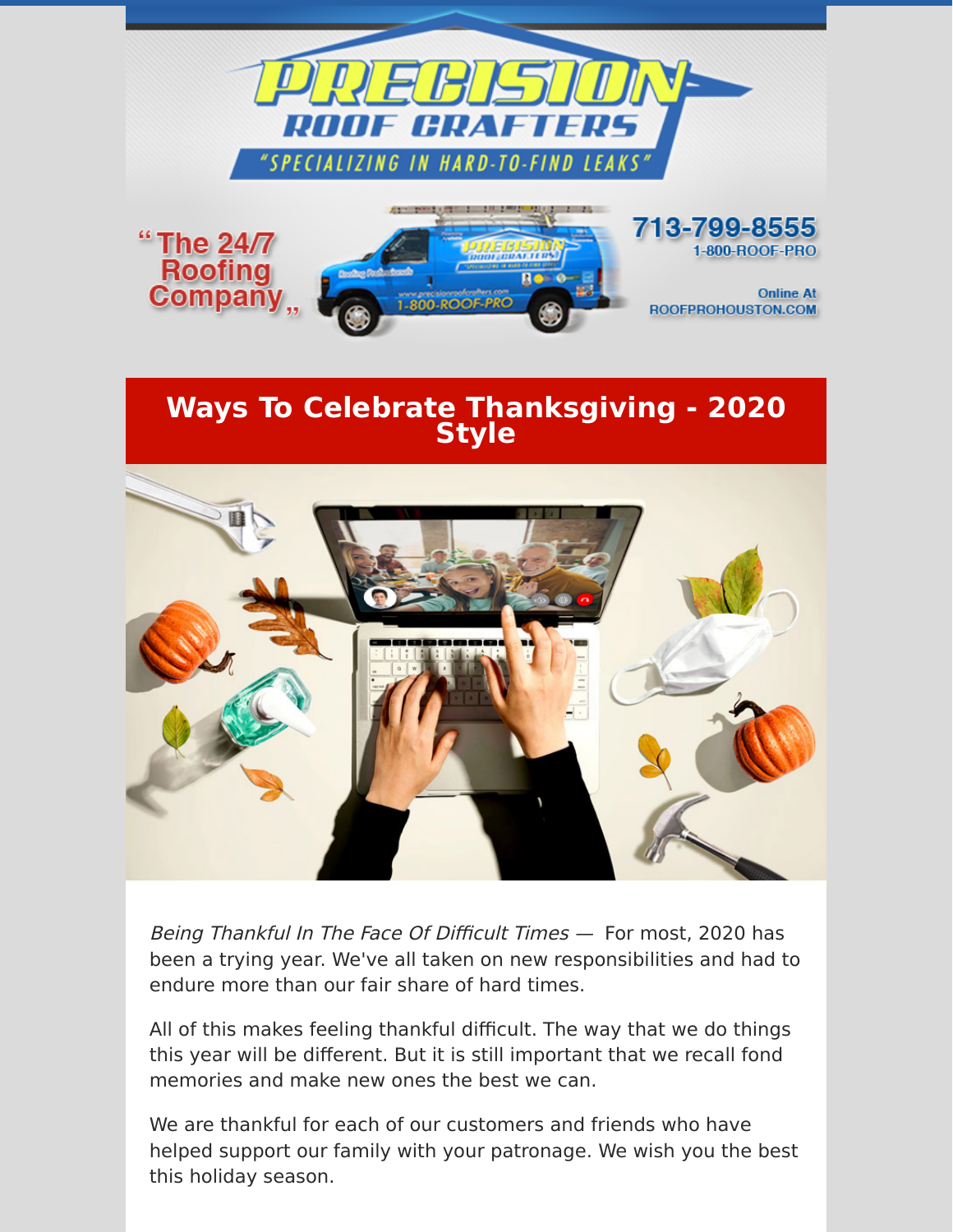# PRECISION ROOF CRAFTERS

"SPECIALIZING IN HARD-TO-FIND LEAKS"

"The 24/7 Roofing Company"

713-799-8555
1-800-ROOF-PRO

Online At
ROOFPROHOUSTON.COM

## Ways To Celebrate Thanksgiving - 2020 Style

*Being Thankful In The Face Of Difficult Times* — For most, 2020 has been a trying year. We've all taken on new responsibilities and had to endure more than our fair share of hard times.

All of this makes feeling thankful difficult. The way that we do things this year will be different. But it is still important that we recall fond memories and make new ones the best we can.

We are thankful for each of our customers and friends who have helped support our family with your patronage. We wish you the best this holiday season.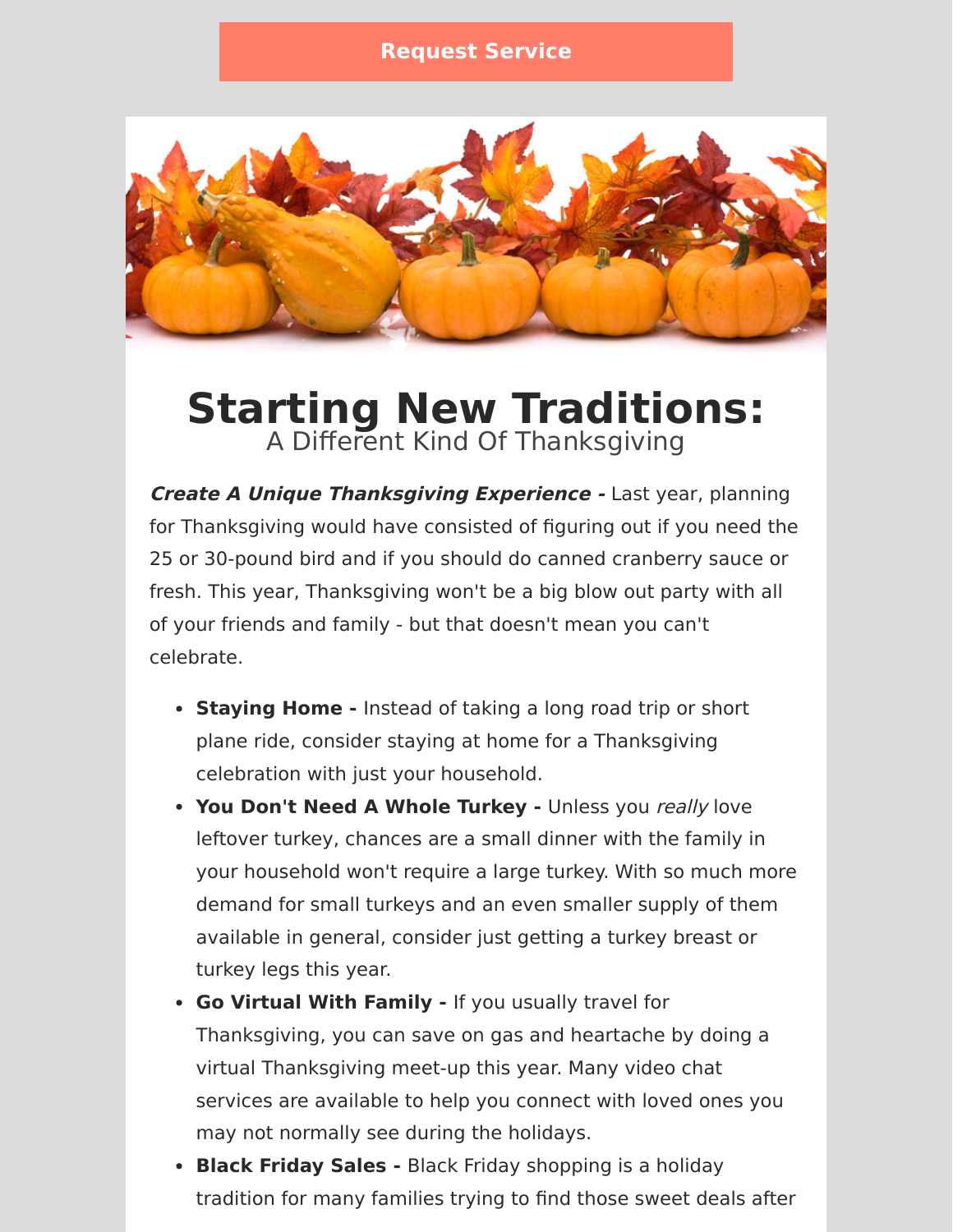Request Service

# Starting New Traditions:

A Different Kind Of Thanksgiving

***Create A Unique Thanksgiving Experience -*** Last year, planning for Thanksgiving would have consisted of figuring out if you need the 25 or 30-pound bird and if you should do canned cranberry sauce or fresh. This year, Thanksgiving won't be a big blow out party with all of your friends and family - but that doesn't mean you can't celebrate.

- **Staying Home -** Instead of taking a long road trip or short plane ride, consider staying at home for a Thanksgiving celebration with just your household.
- **You Don't Need A Whole Turkey -** Unless you *really* love leftover turkey, chances are a small dinner with the family in your household won't require a large turkey. With so much more demand for small turkeys and an even smaller supply of them available in general, consider just getting a turkey breast or turkey legs this year.
- **Go Virtual With Family -** If you usually travel for Thanksgiving, you can save on gas and heartache by doing a virtual Thanksgiving meet-up this year. Many video chat services are available to help you connect with loved ones you may not normally see during the holidays.
- **Black Friday Sales -** Black Friday shopping is a holiday tradition for many families trying to find those sweet deals after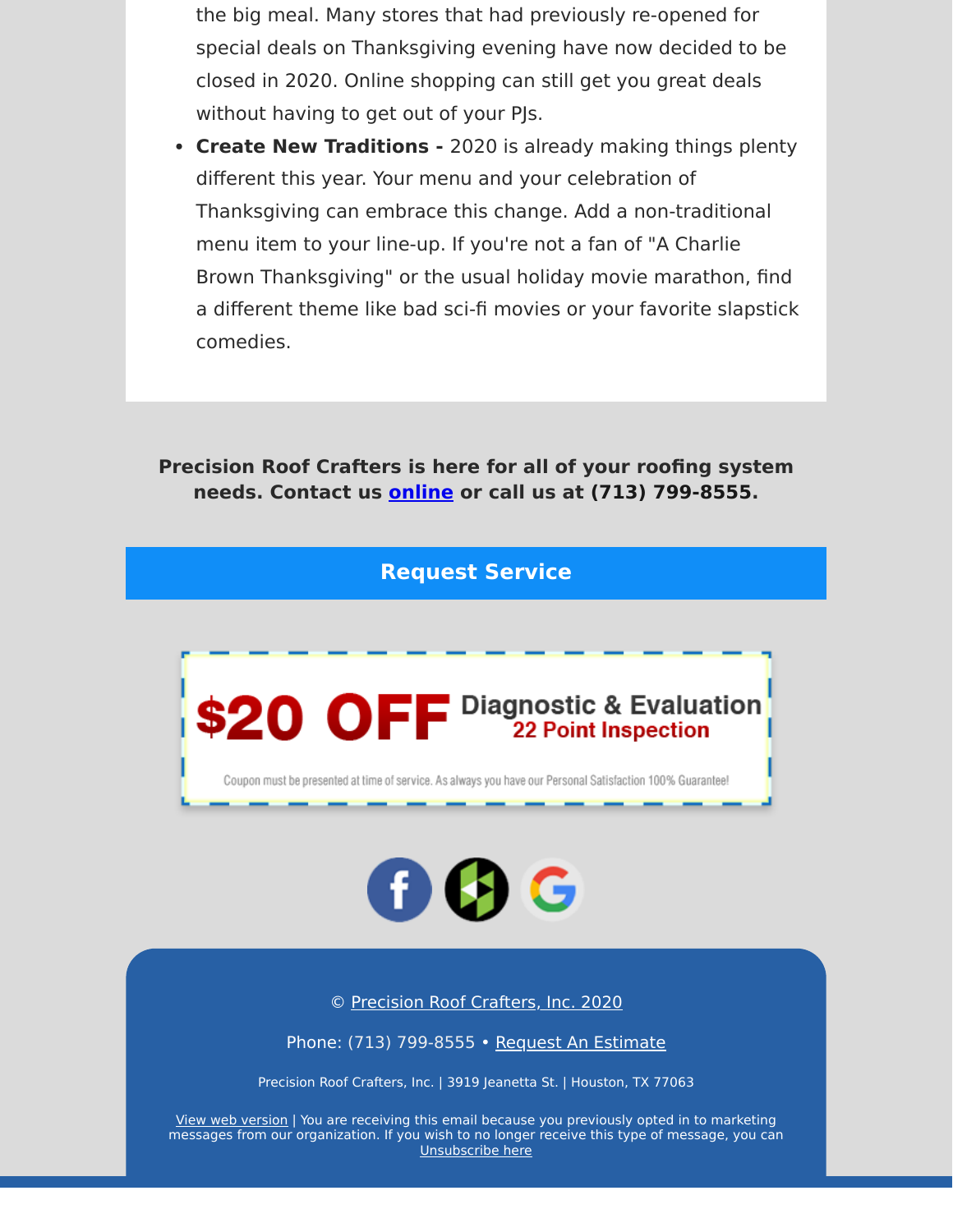the big meal. Many stores that had previously re-opened for special deals on Thanksgiving evening have now decided to be closed in 2020. Online shopping can still get you great deals without having to get out of your PJs.

- **Create New Traditions -** 2020 is already making things plenty different this year. Your menu and your celebration of Thanksgiving can embrace this change. Add a non-traditional menu item to your line-up. If you're not a fan of "A Charlie Brown Thanksgiving" or the usual holiday movie marathon, find a different theme like bad sci-fi movies or your favorite slapstick comedies.

**Precision Roof Crafters is here for all of your roofing system needs. Contact us online or call us at (713) 799-8555.**

**Request Service**

$20 OFF Diagnostic & Evaluation
22 Point Inspection

Coupon must be presented at time of service. As always you have our Personal Satisfaction 100% Guarantee!

© Precision Roof Crafters, Inc. 2020

Phone: (713) 799-8555 • Request An Estimate

Precision Roof Crafters, Inc. | 3919 Jeanetta St. | Houston, TX 77063

View web version | You are receiving this email because you previously opted in to marketing messages from our organization. If you wish to no longer receive this type of message, you can Unsubscribe here